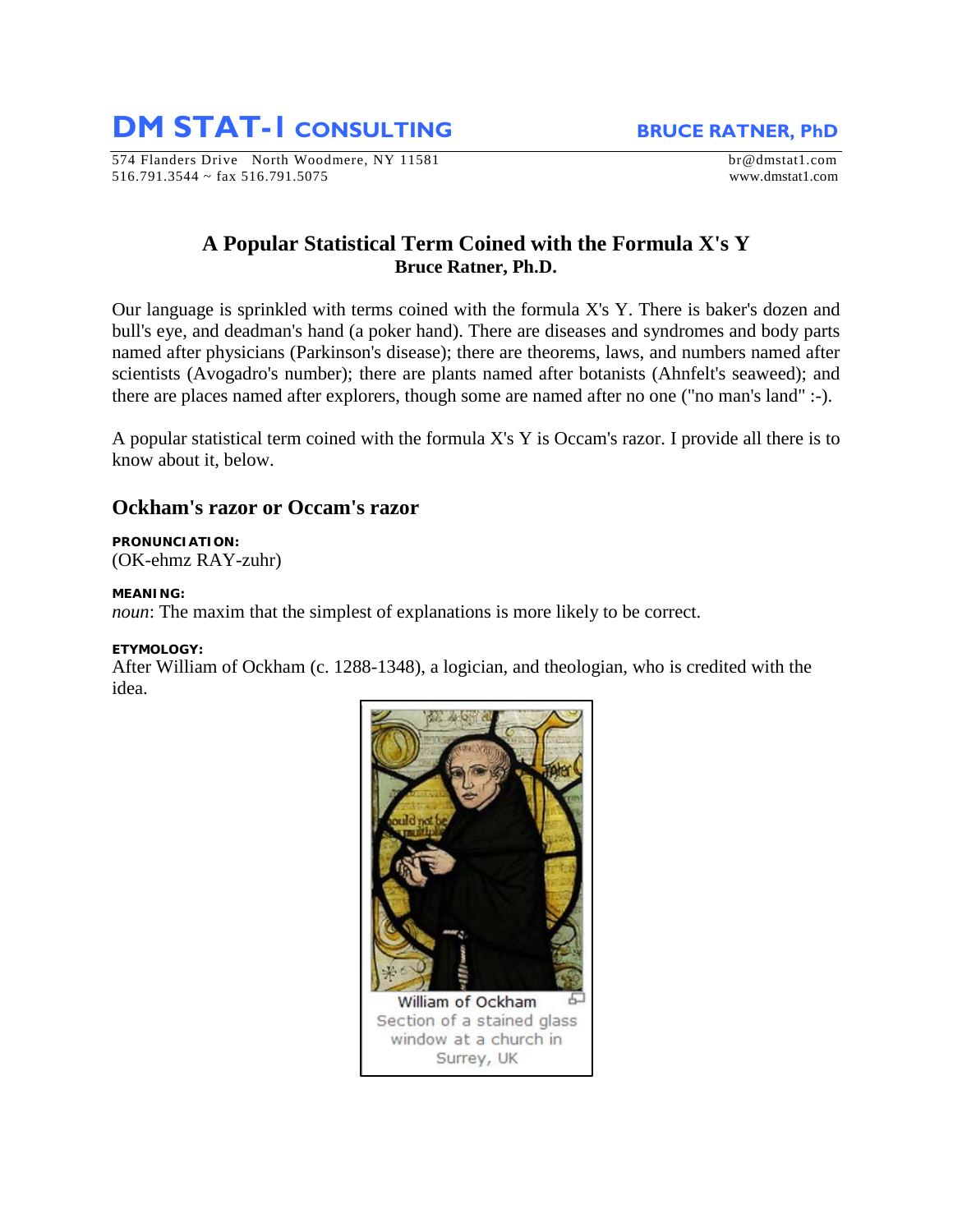# DM STAT-1 CONSULTING

**BRUCE RATNER, PhD**

574 Flanders Drive North Woodmere, NY 11581
516.791.3544 ~ fax 516.791.5075

br@dmstat1.com
www.dmstat1.com

## A Popular Statistical Term Coined with the Formula X's Y

**Bruce Ratner, Ph.D.**

Our language is sprinkled with terms coined with the formula X's Y. There is baker's dozen and bull's eye, and deadman's hand (a poker hand). There are diseases and syndromes and body parts named after physicians (Parkinson's disease); there are theorems, laws, and numbers named after scientists (Avogadro's number); there are plants named after botanists (Ahnfelt's seaweed); and there are places named after explorers, though some are named after no one ("no man's land" :-).

A popular statistical term coined with the formula X's Y is Occam's razor. I provide all there is to know about it, below.

### Ockham's razor or Occam's razor

**PRONUNCIATION:**
(OK-ehmz RAY-zuhr)

**MEANING:**
*noun*: The maxim that the simplest of explanations is more likely to be correct.

**ETYMOLOGY:**
After William of Ockham (c. 1288-1348), a logician, and theologian, who is credited with the idea.

William of Ockham
Section of a stained glass window at a church in Surrey, UK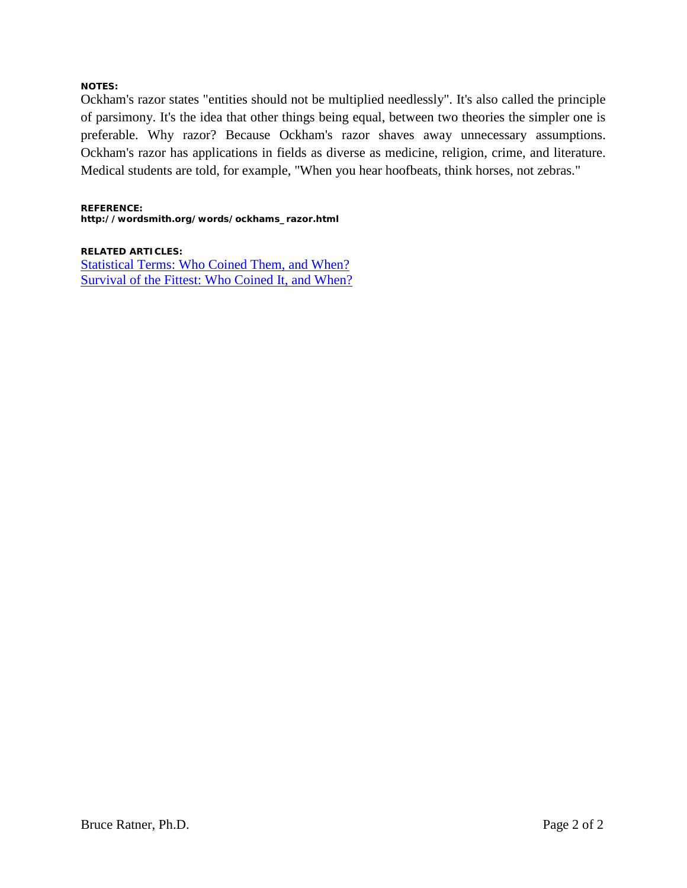**NOTES:**

Ockham's razor states "entities should not be multiplied needlessly". It's also called the principle of parsimony. It's the idea that other things being equal, between two theories the simpler one is preferable. Why razor? Because Ockham's razor shaves away unnecessary assumptions. Ockham's razor has applications in fields as diverse as medicine, religion, crime, and literature. Medical students are told, for example, "When you hear hoofbeats, think horses, not zebras."

**REFERENCE:**
**http://wordsmith.org/words/ockhams_razor.html**

**RELATED ARTICLES:**

Statistical Terms: Who Coined Them, and When?
Survival of the Fittest: Who Coined It, and When?